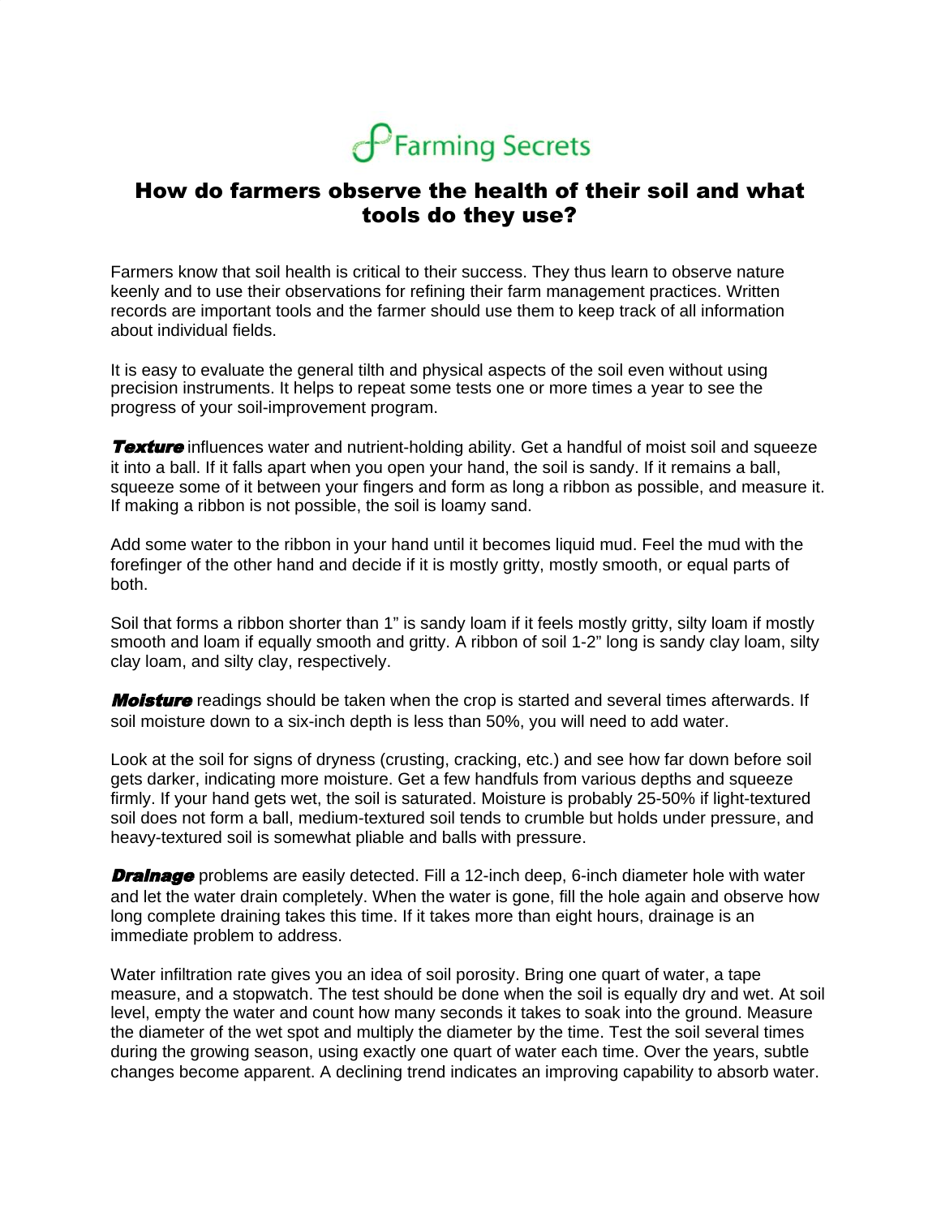Farming Secrets

# How do farmers observe the health of their soil and what tools do they use?

Farmers know that soil health is critical to their success. They thus learn to observe nature keenly and to use their observations for refining their farm management practices. Written records are important tools and the farmer should use them to keep track of all information about individual fields.

It is easy to evaluate the general tilth and physical aspects of the soil even without using precision instruments. It helps to repeat some tests one or more times a year to see the progress of your soil-improvement program.

***Texture*** influences water and nutrient-holding ability. Get a handful of moist soil and squeeze it into a ball. If it falls apart when you open your hand, the soil is sandy. If it remains a ball, squeeze some of it between your fingers and form as long a ribbon as possible, and measure it. If making a ribbon is not possible, the soil is loamy sand.

Add some water to the ribbon in your hand until it becomes liquid mud. Feel the mud with the forefinger of the other hand and decide if it is mostly gritty, mostly smooth, or equal parts of both.

Soil that forms a ribbon shorter than 1" is sandy loam if it feels mostly gritty, silty loam if mostly smooth and loam if equally smooth and gritty. A ribbon of soil 1-2" long is sandy clay loam, silty clay loam, and silty clay, respectively.

***Moisture*** readings should be taken when the crop is started and several times afterwards. If soil moisture down to a six-inch depth is less than 50%, you will need to add water.

Look at the soil for signs of dryness (crusting, cracking, etc.) and see how far down before soil gets darker, indicating more moisture. Get a few handfuls from various depths and squeeze firmly. If your hand gets wet, the soil is saturated. Moisture is probably 25-50% if light-textured soil does not form a ball, medium-textured soil tends to crumble but holds under pressure, and heavy-textured soil is somewhat pliable and balls with pressure.

***Drainage*** problems are easily detected. Fill a 12-inch deep, 6-inch diameter hole with water and let the water drain completely. When the water is gone, fill the hole again and observe how long complete draining takes this time. If it takes more than eight hours, drainage is an immediate problem to address.

Water infiltration rate gives you an idea of soil porosity. Bring one quart of water, a tape measure, and a stopwatch. The test should be done when the soil is equally dry and wet. At soil level, empty the water and count how many seconds it takes to soak into the ground. Measure the diameter of the wet spot and multiply the diameter by the time. Test the soil several times during the growing season, using exactly one quart of water each time. Over the years, subtle changes become apparent. A declining trend indicates an improving capability to absorb water.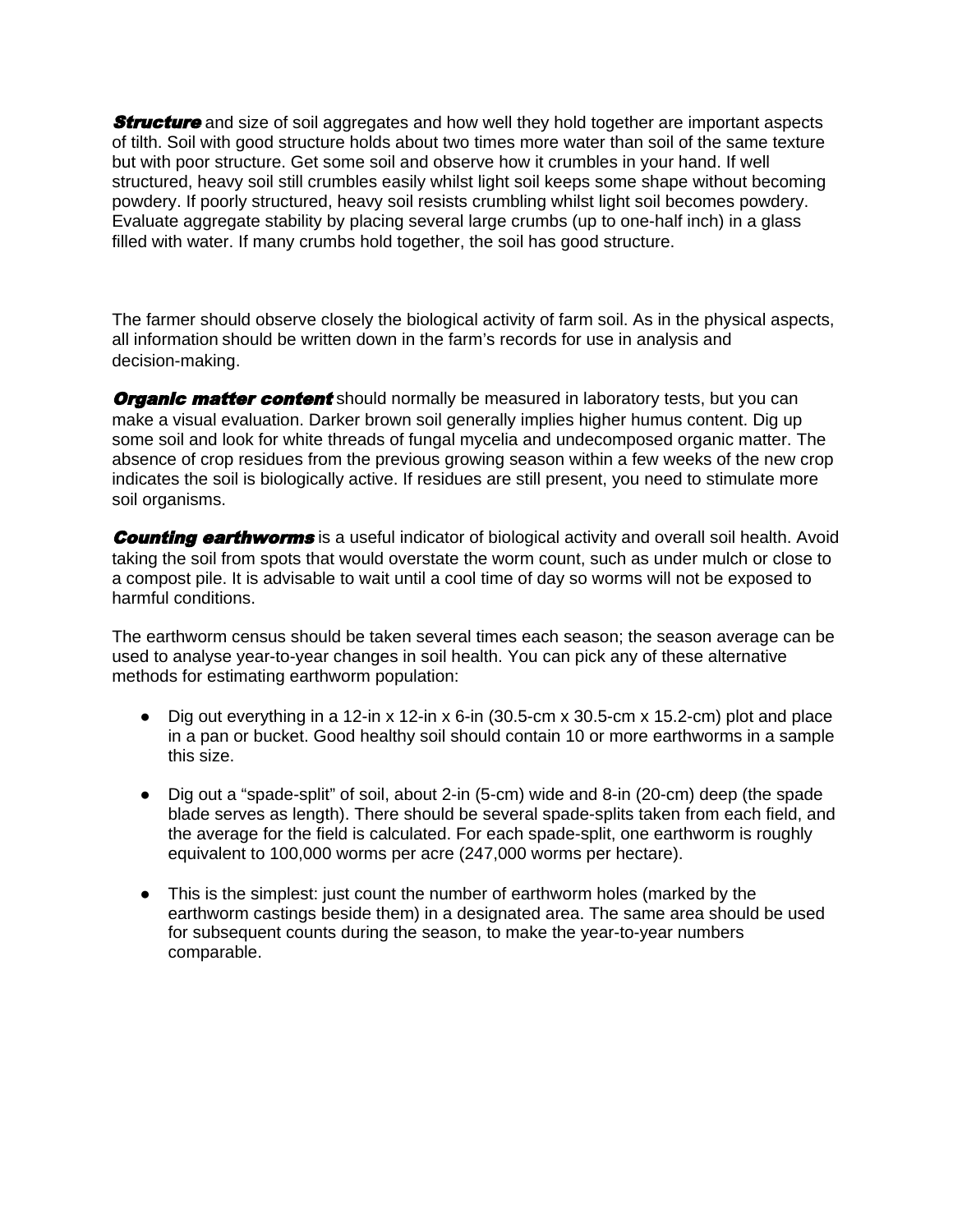***Structure*** and size of soil aggregates and how well they hold together are important aspects of tilth. Soil with good structure holds about two times more water than soil of the same texture but with poor structure. Get some soil and observe how it crumbles in your hand. If well structured, heavy soil still crumbles easily whilst light soil keeps some shape without becoming powdery. If poorly structured, heavy soil resists crumbling whilst light soil becomes powdery. Evaluate aggregate stability by placing several large crumbs (up to one-half inch) in a glass filled with water. If many crumbs hold together, the soil has good structure.

The farmer should observe closely the biological activity of farm soil. As in the physical aspects, all information should be written down in the farm's records for use in analysis and decision-making.

***Organic matter content*** should normally be measured in laboratory tests, but you can make a visual evaluation. Darker brown soil generally implies higher humus content. Dig up some soil and look for white threads of fungal mycelia and undecomposed organic matter. The absence of crop residues from the previous growing season within a few weeks of the new crop indicates the soil is biologically active. If residues are still present, you need to stimulate more soil organisms.

***Counting earthworms*** is a useful indicator of biological activity and overall soil health. Avoid taking the soil from spots that would overstate the worm count, such as under mulch or close to a compost pile. It is advisable to wait until a cool time of day so worms will not be exposed to harmful conditions.

The earthworm census should be taken several times each season; the season average can be used to analyse year-to-year changes in soil health. You can pick any of these alternative methods for estimating earthworm population:

- Dig out everything in a 12-in x 12-in x 6-in (30.5-cm x 30.5-cm x 15.2-cm) plot and place in a pan or bucket. Good healthy soil should contain 10 or more earthworms in a sample this size.

- Dig out a "spade-split" of soil, about 2-in (5-cm) wide and 8-in (20-cm) deep (the spade blade serves as length). There should be several spade-splits taken from each field, and the average for the field is calculated. For each spade-split, one earthworm is roughly equivalent to 100,000 worms per acre (247,000 worms per hectare).

- This is the simplest: just count the number of earthworm holes (marked by the earthworm castings beside them) in a designated area. The same area should be used for subsequent counts during the season, to make the year-to-year numbers comparable.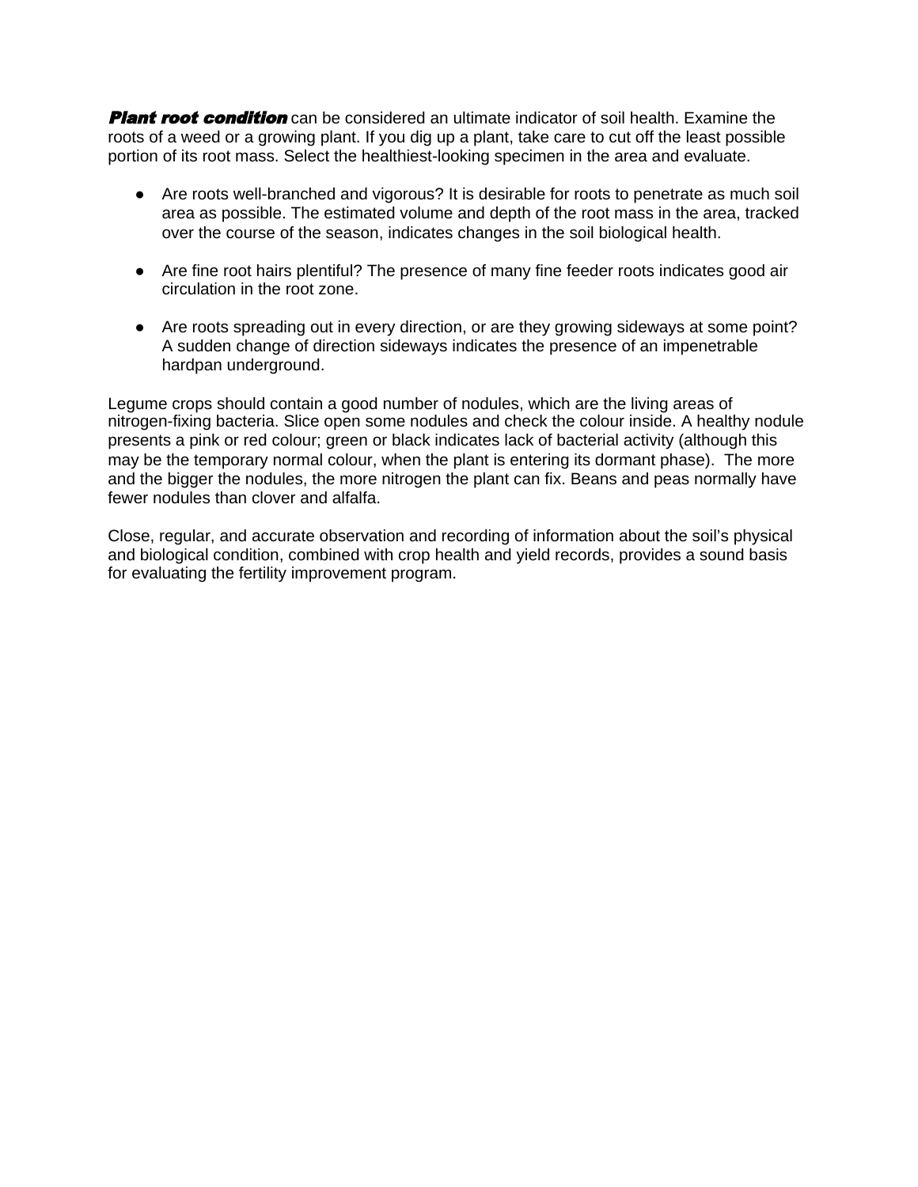***Plant root condition*** can be considered an ultimate indicator of soil health. Examine the roots of a weed or a growing plant. If you dig up a plant, take care to cut off the least possible portion of its root mass. Select the healthiest-looking specimen in the area and evaluate.

- Are roots well-branched and vigorous? It is desirable for roots to penetrate as much soil area as possible. The estimated volume and depth of the root mass in the area, tracked over the course of the season, indicates changes in the soil biological health.

- Are fine root hairs plentiful? The presence of many fine feeder roots indicates good air circulation in the root zone.

- Are roots spreading out in every direction, or are they growing sideways at some point? A sudden change of direction sideways indicates the presence of an impenetrable hardpan underground.

Legume crops should contain a good number of nodules, which are the living areas of nitrogen-fixing bacteria. Slice open some nodules and check the colour inside. A healthy nodule presents a pink or red colour; green or black indicates lack of bacterial activity (although this may be the temporary normal colour, when the plant is entering its dormant phase). The more and the bigger the nodules, the more nitrogen the plant can fix. Beans and peas normally have fewer nodules than clover and alfalfa.

Close, regular, and accurate observation and recording of information about the soil's physical and biological condition, combined with crop health and yield records, provides a sound basis for evaluating the fertility improvement program.